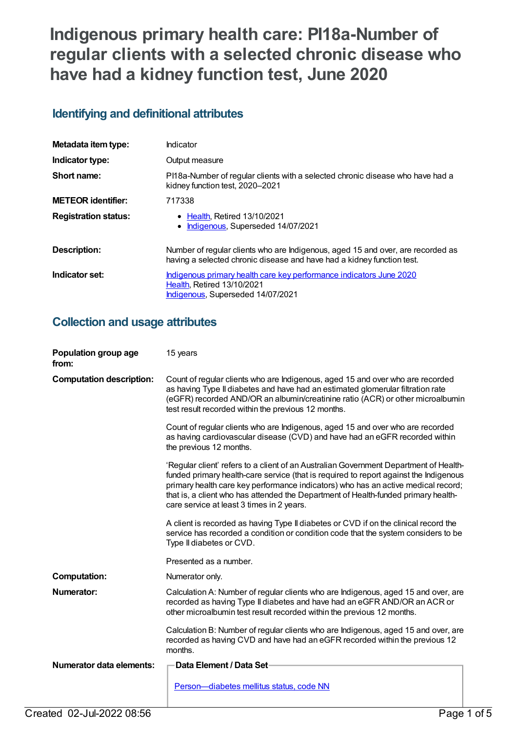# Indigenous primary health care: PI18a-Number of regular clients with a selected chronic disease who have had a kidney function test, June 2020

## Identifying and definitional attributes

| | |
|---|---|
| **Metadata item type:** | Indicator |
| **Indicator type:** | Output measure |
| **Short name:** | PI18a-Number of regular clients with a selected chronic disease who have had a kidney function test, 2020–2021 |
| **METEOR identifier:** | 717338 |
| **Registration status:** | • Health, Retired 13/10/2021<br>• Indigenous, Superseded 14/07/2021 |
| **Description:** | Number of regular clients who are Indigenous, aged 15 and over, are recorded as having a selected chronic disease and have had a kidney function test. |
| **Indicator set:** | Indigenous primary health care key performance indicators June 2020<br>Health, Retired 13/10/2021<br>Indigenous, Superseded 14/07/2021 |

## Collection and usage attributes

| | |
|---|---|
| **Population group age from:** | 15 years |
| **Computation description:** | Count of regular clients who are Indigenous, aged 15 and over who are recorded as having Type II diabetes and have had an estimated glomerular filtration rate (eGFR) recorded AND/OR an albumin/creatinine ratio (ACR) or other microalbumin test result recorded within the previous 12 months.<br><br>Count of regular clients who are Indigenous, aged 15 and over who are recorded as having cardiovascular disease (CVD) and have had an eGFR recorded within the previous 12 months.<br><br>'Regular client' refers to a client of an Australian Government Department of Health-funded primary health-care service (that is required to report against the Indigenous primary health care key performance indicators) who has an active medical record; that is, a client who has attended the Department of Health-funded primary health-care service at least 3 times in 2 years.<br><br>A client is recorded as having Type II diabetes or CVD if on the clinical record the service has recorded a condition or condition code that the system considers to be Type II diabetes or CVD.<br><br>Presented as a number. |
| **Computation:** | Numerator only. |
| **Numerator:** | Calculation A: Number of regular clients who are Indigenous, aged 15 and over, are recorded as having Type II diabetes and have had an eGFR AND/OR an ACR or other microalbumin test result recorded within the previous 12 months.<br><br>Calculation B: Number of regular clients who are Indigenous, aged 15 and over, are recorded as having CVD and have had an eGFR recorded within the previous 12 months. |
| **Numerator data elements:** | **Data Element / Data Set**<br><br>Person—diabetes mellitus status, code NN |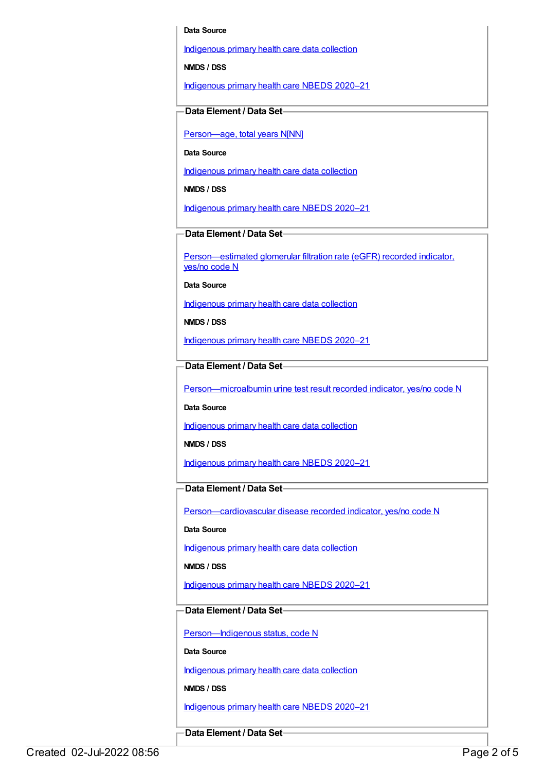**Data Source**

Indigenous primary health care data collection

**NMDS / DSS**

Indigenous primary health care NBEDS 2020–21

**Data Element / Data Set**

Person—age, total years N[NN]

**Data Source**

Indigenous primary health care data collection

**NMDS / DSS**

Indigenous primary health care NBEDS 2020–21

**Data Element / Data Set**

Person—estimated glomerular filtration rate (eGFR) recorded indicator, yes/no code N

**Data Source**

Indigenous primary health care data collection

**NMDS / DSS**

Indigenous primary health care NBEDS 2020–21

**Data Element / Data Set**

Person—microalbumin urine test result recorded indicator, yes/no code N

**Data Source**

Indigenous primary health care data collection

**NMDS / DSS**

Indigenous primary health care NBEDS 2020–21

**Data Element / Data Set**

Person—cardiovascular disease recorded indicator, yes/no code N

**Data Source**

Indigenous primary health care data collection

**NMDS / DSS**

Indigenous primary health care NBEDS 2020–21

**Data Element / Data Set**

Person—Indigenous status, code N

**Data Source**

Indigenous primary health care data collection

**NMDS / DSS**

Indigenous primary health care NBEDS 2020–21

**Data Element / Data Set**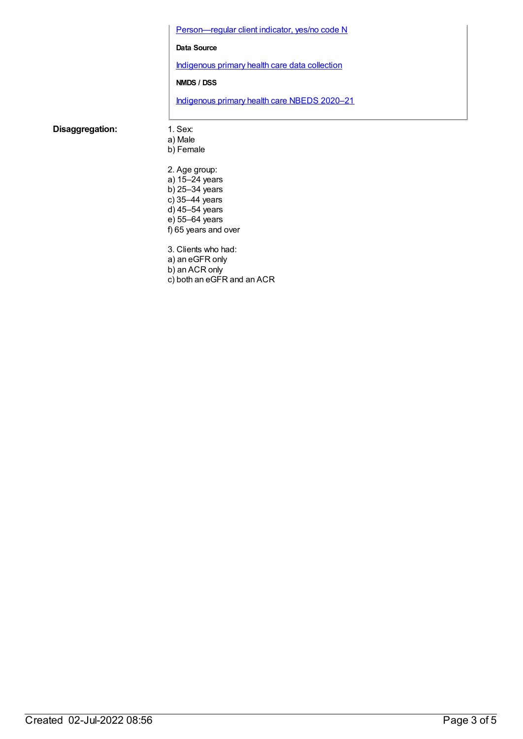Person—regular client indicator, yes/no code N

**Data Source**

Indigenous primary health care data collection

**NMDS / DSS**

Indigenous primary health care NBEDS 2020–21

**Disaggregation:**

1. Sex:
a) Male
b) Female

2. Age group:
a) 15–24 years
b) 25–34 years
c) 35–44 years
d) 45–54 years
e) 55–64 years
f) 65 years and over

3. Clients who had:
a) an eGFR only
b) an ACR only
c) both an eGFR and an ACR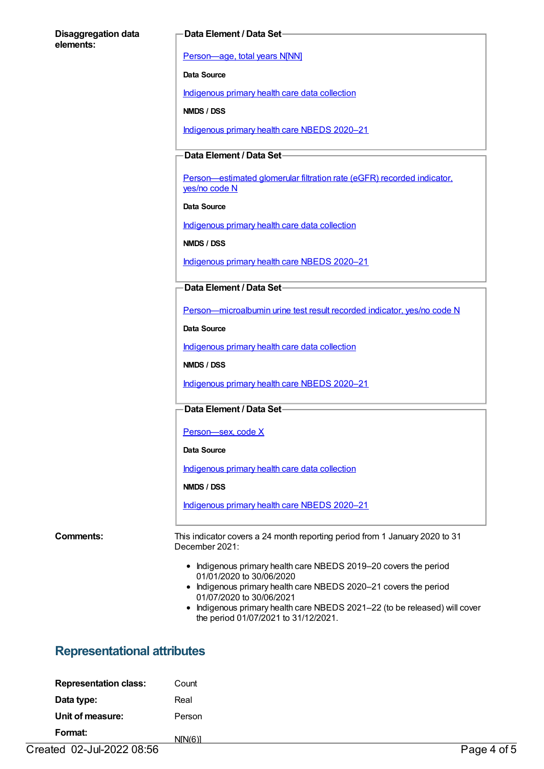**Disaggregation data elements:**

**Data Element / Data Set**

Person—age, total years N[NN]

**Data Source**

Indigenous primary health care data collection

**NMDS / DSS**

Indigenous primary health care NBEDS 2020–21

**Data Element / Data Set**

Person—estimated glomerular filtration rate (eGFR) recorded indicator, yes/no code N

**Data Source**

Indigenous primary health care data collection

**NMDS / DSS**

Indigenous primary health care NBEDS 2020–21

**Data Element / Data Set**

Person—microalbumin urine test result recorded indicator, yes/no code N

**Data Source**

Indigenous primary health care data collection

**NMDS / DSS**

Indigenous primary health care NBEDS 2020–21

**Data Element / Data Set**

Person—sex, code X

**Data Source**

Indigenous primary health care data collection

**NMDS / DSS**

Indigenous primary health care NBEDS 2020–21

**Comments:**

This indicator covers a 24 month reporting period from 1 January 2020 to 31 December 2021:

- Indigenous primary health care NBEDS 2019–20 covers the period 01/01/2020 to 30/06/2020
- Indigenous primary health care NBEDS 2020–21 covers the period 01/07/2020 to 30/06/2021
- Indigenous primary health care NBEDS 2021–22 (to be released) will cover the period 01/07/2021 to 31/12/2021.

## Representational attributes

**Representation class:** Count

**Data type:** Real

**Unit of measure:** Person

**Format:** N[N(6)]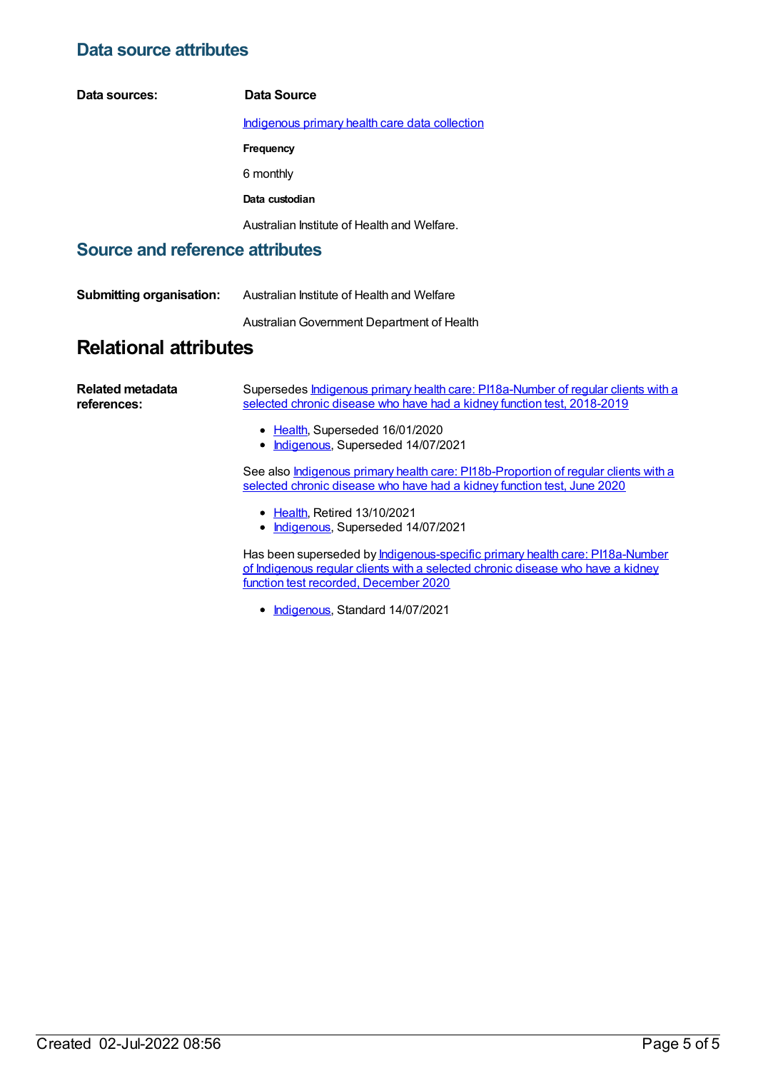## Data source attributes

**Data sources:**

**Data Source**

Indigenous primary health care data collection

**Frequency**

6 monthly

**Data custodian**

Australian Institute of Health and Welfare.

## Source and reference attributes

**Submitting organisation:** Australian Institute of Health and Welfare

Australian Government Department of Health

# Relational attributes

**Related metadata references:**

Supersedes Indigenous primary health care: PI18a-Number of regular clients with a selected chronic disease who have had a kidney function test, 2018-2019

- Health, Superseded 16/01/2020
- Indigenous, Superseded 14/07/2021

See also Indigenous primary health care: PI18b-Proportion of regular clients with a selected chronic disease who have had a kidney function test, June 2020

- Health, Retired 13/10/2021
- Indigenous, Superseded 14/07/2021

Has been superseded by Indigenous-specific primary health care: PI18a-Number of Indigenous regular clients with a selected chronic disease who have a kidney function test recorded, December 2020

- Indigenous, Standard 14/07/2021